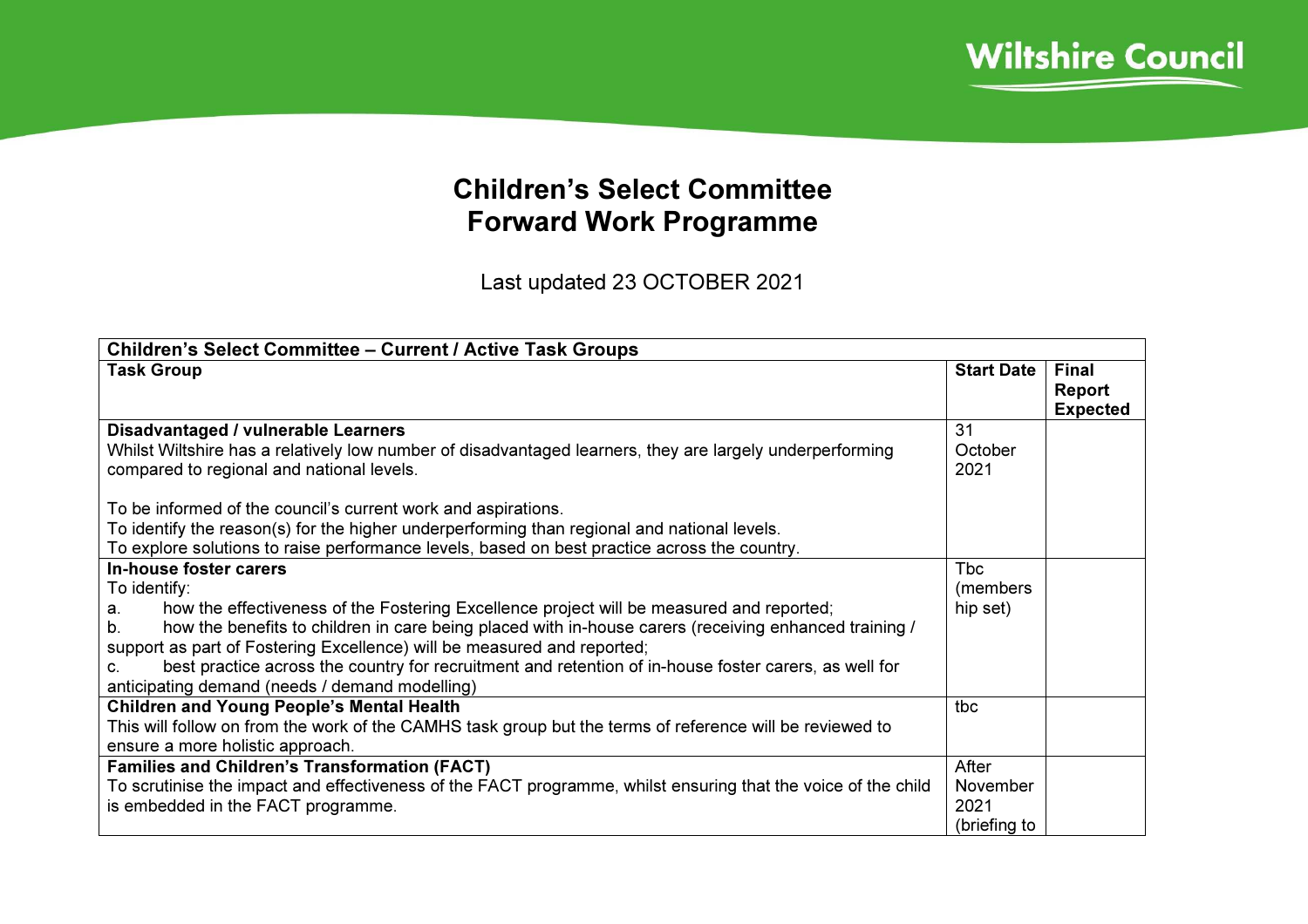# Children's Select Committee Forward Work Programme

Last updated 23 OCTOBER 2021

| Children's Select Committee – Current / Active Task Groups | | |
|---|---|---|
| **Task Group** | **Start Date** | **Final Report Expected** |
| **Disadvantaged / vulnerable Learners**<br>Whilst Wiltshire has a relatively low number of disadvantaged learners, they are largely underperforming compared to regional and national levels.<br><br>To be informed of the council's current work and aspirations.<br>To identify the reason(s) for the higher underperforming than regional and national levels.<br>To explore solutions to raise performance levels, based on best practice across the country. | 31 October 2021 | |
| **In-house foster carers**<br>To identify:<br>a. how the effectiveness of the Fostering Excellence project will be measured and reported;<br>b. how the benefits to children in care being placed with in-house carers (receiving enhanced training / support as part of Fostering Excellence) will be measured and reported;<br>c. best practice across the country for recruitment and retention of in-house foster carers, as well for anticipating demand (needs / demand modelling) | Tbc (membership set) | |
| **Children and Young People's Mental Health**<br>This will follow on from the work of the CAMHS task group but the terms of reference will be reviewed to ensure a more holistic approach. | tbc | |
| **Families and Children's Transformation (FACT)**<br>To scrutinise the impact and effectiveness of the FACT programme, whilst ensuring that the voice of the child is embedded in the FACT programme. | After November 2021 (briefing to | |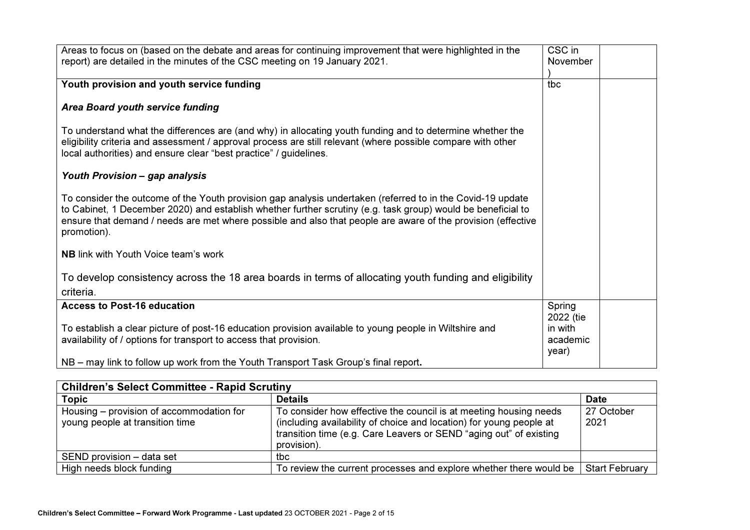| | | |
|---|---|---|
| Areas to focus on (based on the debate and areas for continuing improvement that were highlighted in the report) are detailed in the minutes of the CSC meeting on 19 January 2021. | CSC in November ) | |
| **Youth provision and youth service funding**<br><br>***Area Board youth service funding***<br><br>To understand what the differences are (and why) in allocating youth funding and to determine whether the eligibility criteria and assessment / approval process are still relevant (where possible compare with other local authorities) and ensure clear "best practice" / guidelines.<br><br>***Youth Provision – gap analysis***<br><br>To consider the outcome of the Youth provision gap analysis undertaken (referred to in the Covid-19 update to Cabinet, 1 December 2020) and establish whether further scrutiny (e.g. task group) would be beneficial to ensure that demand / needs are met where possible and also that people are aware of the provision (effective promotion).<br><br>**NB** link with Youth Voice team's work<br><br>To develop consistency across the 18 area boards in terms of allocating youth funding and eligibility criteria. | tbc | |
| **Access to Post-16 education**<br><br>To establish a clear picture of post-16 education provision available to young people in Wiltshire and availability of / options for transport to access that provision.<br><br>NB – may link to follow up work from the Youth Transport Task Group's final report**.** | Spring 2022 (tie in with academic year) | |

| **Children's Select Committee - Rapid Scrutiny** | | |
|---|---|---|
| **Topic** | **Details** | **Date** |
| Housing – provision of accommodation for young people at transition time | To consider how effective the council is at meeting housing needs (including availability of choice and location) for young people at transition time (e.g. Care Leavers or SEND "aging out" of existing provision). | 27 October 2021 |
| SEND provision – data set | tbc | |
| High needs block funding | To review the current processes and explore whether there would be | Start February |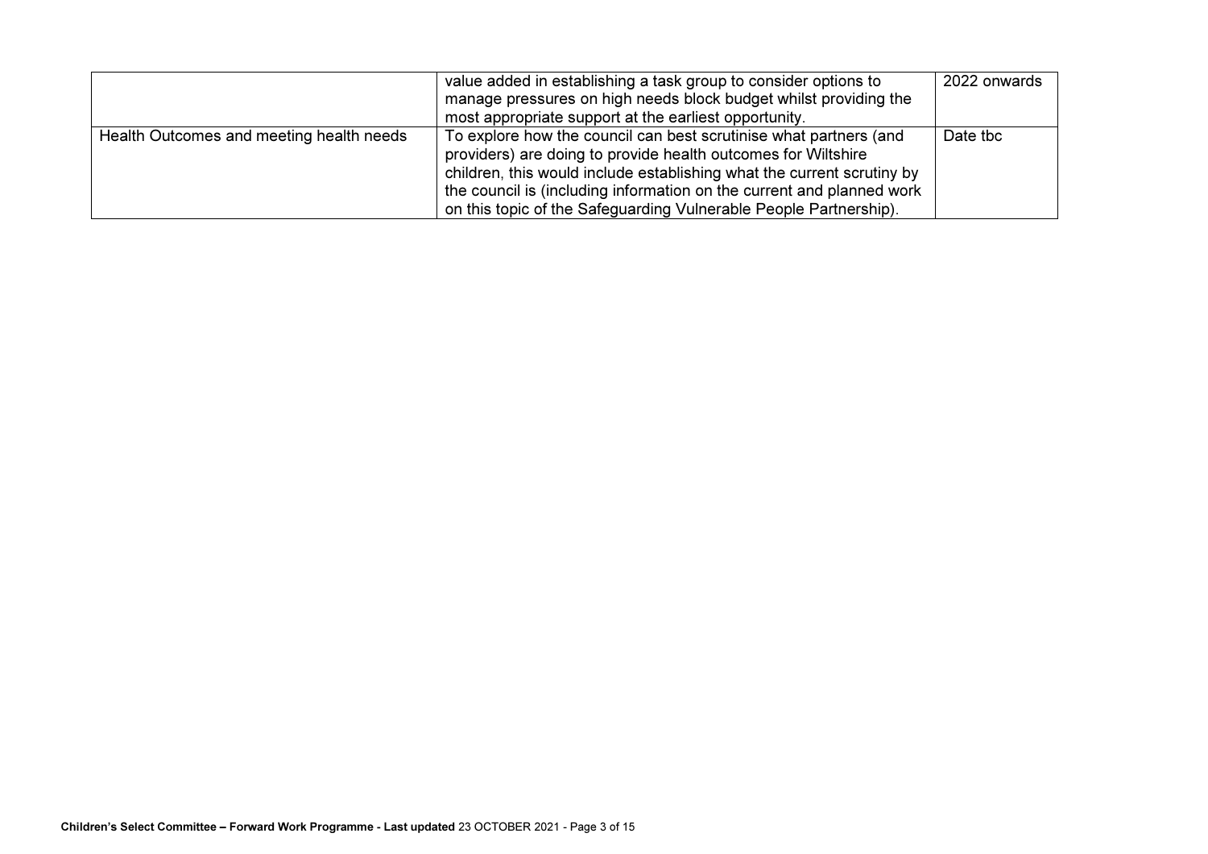| | | |
|---|---|---|
| | value added in establishing a task group to consider options to manage pressures on high needs block budget whilst providing the most appropriate support at the earliest opportunity. | 2022 onwards |
| Health Outcomes and meeting health needs | To explore how the council can best scrutinise what partners (and providers) are doing to provide health outcomes for Wiltshire children, this would include establishing what the current scrutiny by the council is (including information on the current and planned work on this topic of the Safeguarding Vulnerable People Partnership). | Date tbc |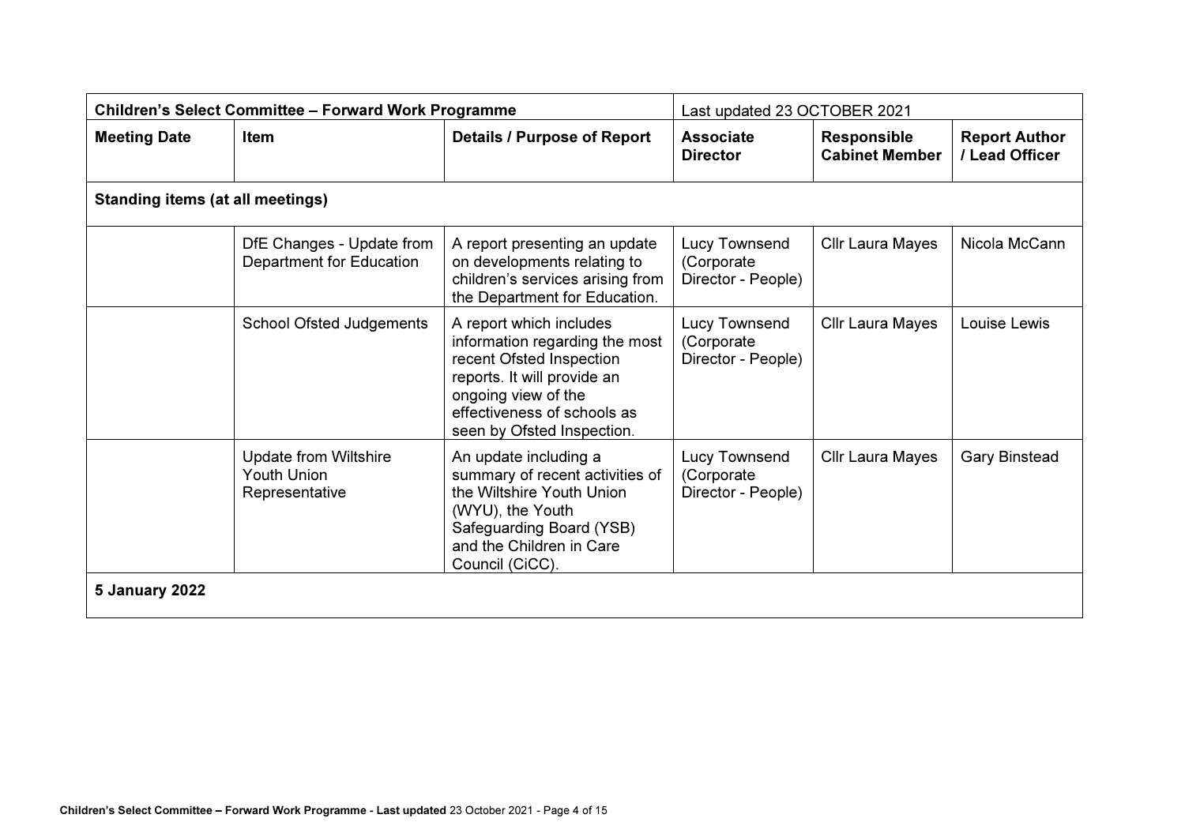| Children's Select Committee – Forward Work Programme | | | Last updated 23 OCTOBER 2021 | | |
|---|---|---|---|---|---|
| **Meeting Date** | **Item** | **Details / Purpose of Report** | **Associate Director** | **Responsible Cabinet Member** | **Report Author / Lead Officer** |
| **Standing items (at all meetings)** | | | | | |
| | DfE Changes - Update from Department for Education | A report presenting an update on developments relating to children's services arising from the Department for Education. | Lucy Townsend (Corporate Director - People) | Cllr Laura Mayes | Nicola McCann |
| | School Ofsted Judgements | A report which includes information regarding the most recent Ofsted Inspection reports. It will provide an ongoing view of the effectiveness of schools as seen by Ofsted Inspection. | Lucy Townsend (Corporate Director - People) | Cllr Laura Mayes | Louise Lewis |
| | Update from Wiltshire Youth Union Representative | An update including a summary of recent activities of the Wiltshire Youth Union (WYU), the Youth Safeguarding Board (YSB) and the Children in Care Council (CiCC). | Lucy Townsend (Corporate Director - People) | Cllr Laura Mayes | Gary Binstead |
| **5 January 2022** | | | | | |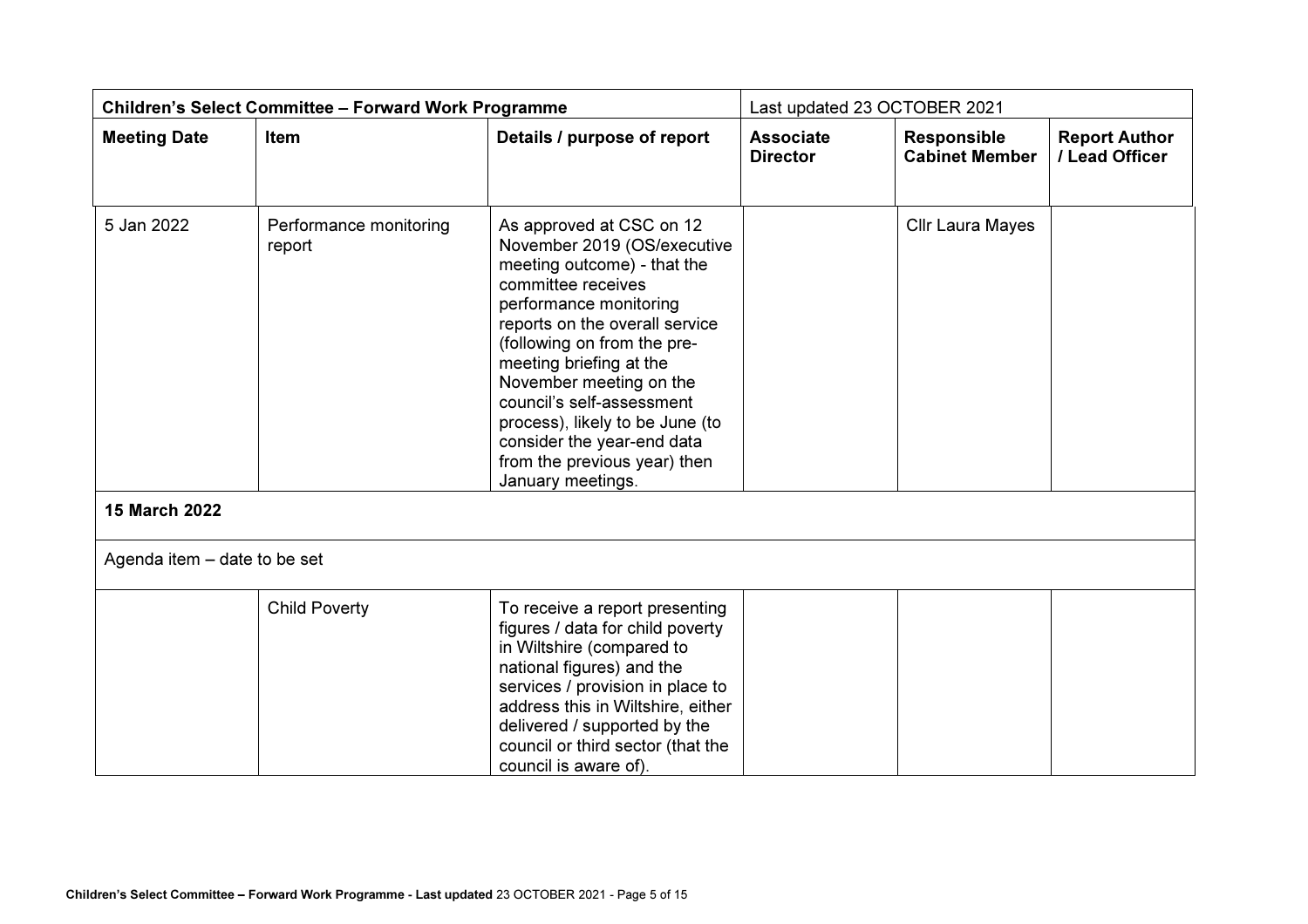| Children's Select Committee – Forward Work Programme | | | Last updated 23 OCTOBER 2021 | | |
|---|---|---|---|---|---|
| **Meeting Date** | **Item** | **Details / purpose of report** | **Associate Director** | **Responsible Cabinet Member** | **Report Author / Lead Officer** |
| 5 Jan 2022 | Performance monitoring report | As approved at CSC on 12 November 2019 (OS/executive meeting outcome) - that the committee receives performance monitoring reports on the overall service (following on from the pre-meeting briefing at the November meeting on the council's self-assessment process), likely to be June (to consider the year-end data from the previous year) then January meetings. | | Cllr Laura Mayes | |
| **15 March 2022** | | | | | |
| Agenda item – date to be set | | | | | |
| | Child Poverty | To receive a report presenting figures / data for child poverty in Wiltshire (compared to national figures) and the services / provision in place to address this in Wiltshire, either delivered / supported by the council or third sector (that the council is aware of). | | | |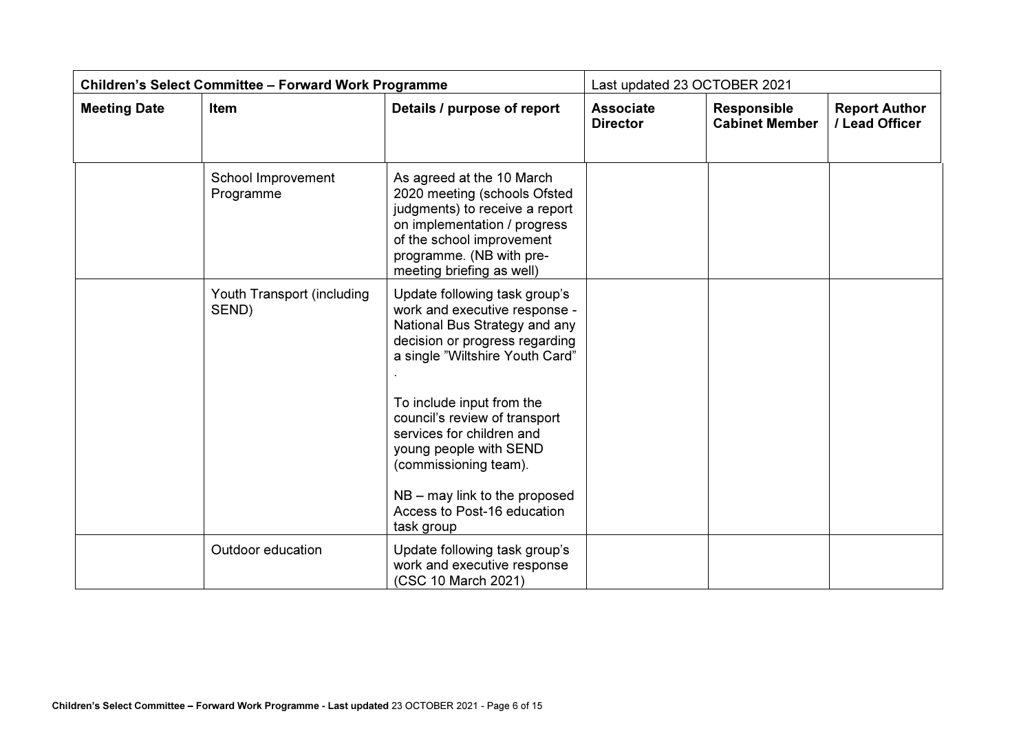| Children's Select Committee – Forward Work Programme | | | Last updated 23 OCTOBER 2021 | | |
|---|---|---|---|---|---|
| **Meeting Date** | **Item** | **Details / purpose of report** | **Associate Director** | **Responsible Cabinet Member** | **Report Author / Lead Officer** |
| | School Improvement Programme | As agreed at the 10 March 2020 meeting (schools Ofsted judgments) to receive a report on implementation / progress of the school improvement programme. (NB with pre-meeting briefing as well) | | | |
| | Youth Transport (including SEND) | Update following task group's work and executive response - National Bus Strategy and any decision or progress regarding a single "Wiltshire Youth Card" . <br><br> To include input from the council's review of transport services for children and young people with SEND (commissioning team). <br><br> NB – may link to the proposed Access to Post-16 education task group | | | |
| | Outdoor education | Update following task group's work and executive response (CSC 10 March 2021) | | | |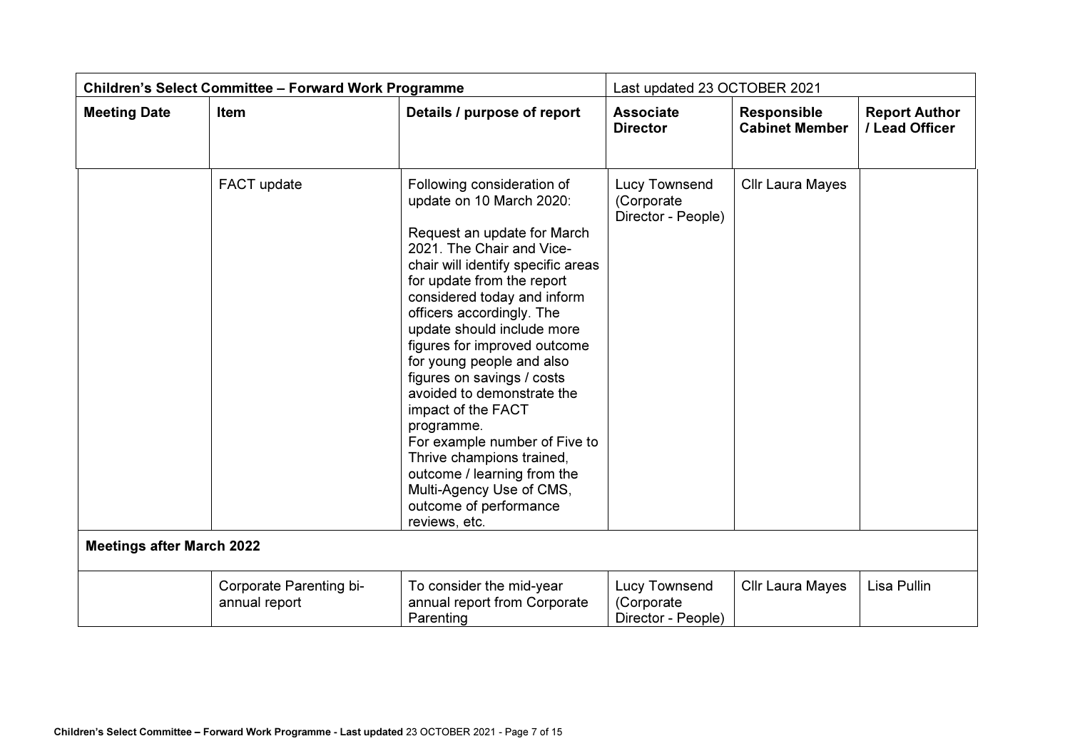| Children's Select Committee – Forward Work Programme | | | Last updated 23 OCTOBER 2021 | | |
|---|---|---|---|---|---|
| **Meeting Date** | **Item** | **Details / purpose of report** | **Associate Director** | **Responsible Cabinet Member** | **Report Author / Lead Officer** |
| | FACT update | Following consideration of update on 10 March 2020:<br><br>Request an update for March 2021. The Chair and Vice-chair will identify specific areas for update from the report considered today and inform officers accordingly. The update should include more figures for improved outcome for young people and also figures on savings / costs avoided to demonstrate the impact of the FACT programme.<br>For example number of Five to Thrive champions trained, outcome / learning from the Multi-Agency Use of CMS, outcome of performance reviews, etc. | Lucy Townsend (Corporate Director - People) | Cllr Laura Mayes | |
| **Meetings after March 2022** | | | | | |
| | Corporate Parenting bi-annual report | To consider the mid-year annual report from Corporate Parenting | Lucy Townsend (Corporate Director - People) | Cllr Laura Mayes | Lisa Pullin |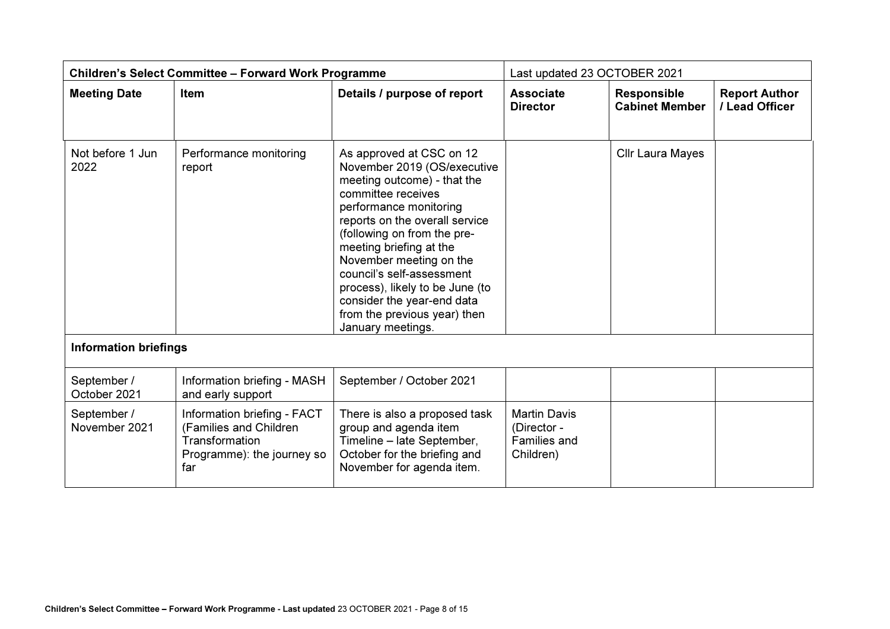| Children's Select Committee – Forward Work Programme | | | Last updated 23 OCTOBER 2021 | | |
|---|---|---|---|---|---|
| **Meeting Date** | **Item** | **Details / purpose of report** | **Associate Director** | **Responsible Cabinet Member** | **Report Author / Lead Officer** |
| Not before 1 Jun 2022 | Performance monitoring report | As approved at CSC on 12 November 2019 (OS/executive meeting outcome) - that the committee receives performance monitoring reports on the overall service (following on from the pre-meeting briefing at the November meeting on the council's self-assessment process), likely to be June (to consider the year-end data from the previous year) then January meetings. | | Cllr Laura Mayes | |
| **Information briefings** | | | | | |
| September / October 2021 | Information briefing - MASH and early support | September / October 2021 | | | |
| September / November 2021 | Information briefing - FACT (Families and Children Transformation Programme): the journey so far | There is also a proposed task group and agenda item Timeline – late September, October for the briefing and November for agenda item. | Martin Davis (Director - Families and Children) | | |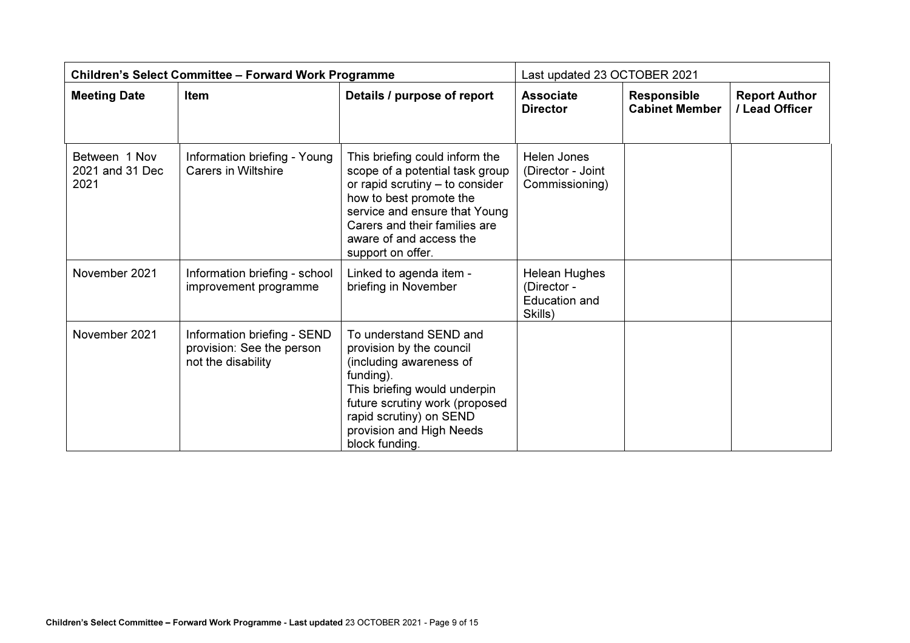| Children's Select Committee – Forward Work Programme | | | Last updated 23 OCTOBER 2021 | | |
|---|---|---|---|---|---|
| **Meeting Date** | **Item** | **Details / purpose of report** | **Associate Director** | **Responsible Cabinet Member** | **Report Author / Lead Officer** |
| Between 1 Nov 2021 and 31 Dec 2021 | Information briefing - Young Carers in Wiltshire | This briefing could inform the scope of a potential task group or rapid scrutiny – to consider how to best promote the service and ensure that Young Carers and their families are aware of and access the support on offer. | Helen Jones (Director - Joint Commissioning) | | |
| November 2021 | Information briefing - school improvement programme | Linked to agenda item - briefing in November | Helean Hughes (Director - Education and Skills) | | |
| November 2021 | Information briefing - SEND provision: See the person not the disability | To understand SEND and provision by the council (including awareness of funding).<br>This briefing would underpin future scrutiny work (proposed rapid scrutiny) on SEND provision and High Needs block funding. | | | |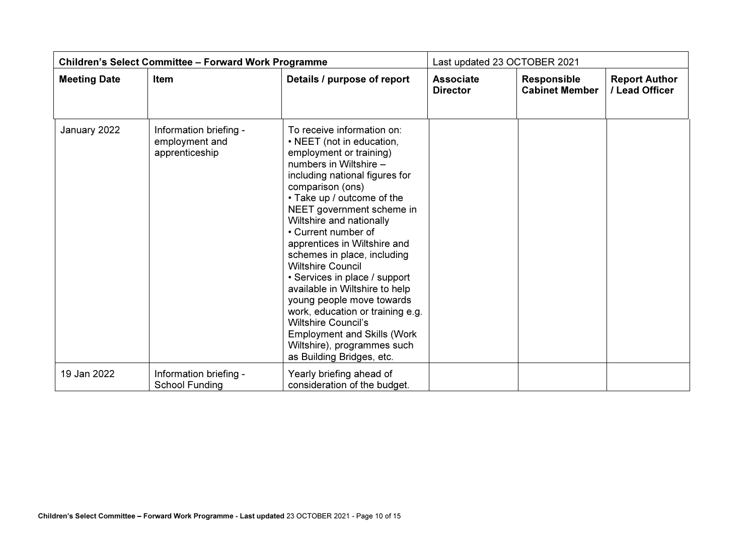| Children's Select Committee – Forward Work Programme | | | Last updated 23 OCTOBER 2021 | | |
|---|---|---|---|---|---|
| **Meeting Date** | **Item** | **Details / purpose of report** | **Associate Director** | **Responsible Cabinet Member** | **Report Author / Lead Officer** |
| January 2022 | Information briefing - employment and apprenticeship | To receive information on:<br>• NEET (not in education, employment or training) numbers in Wiltshire – including national figures for comparison (ons)<br>• Take up / outcome of the NEET government scheme in Wiltshire and nationally<br>• Current number of apprentices in Wiltshire and schemes in place, including Wiltshire Council<br>• Services in place / support available in Wiltshire to help young people move towards work, education or training e.g. Wiltshire Council's Employment and Skills (Work Wiltshire), programmes such as Building Bridges, etc. | | | |
| 19 Jan 2022 | Information briefing - School Funding | Yearly briefing ahead of consideration of the budget. | | | |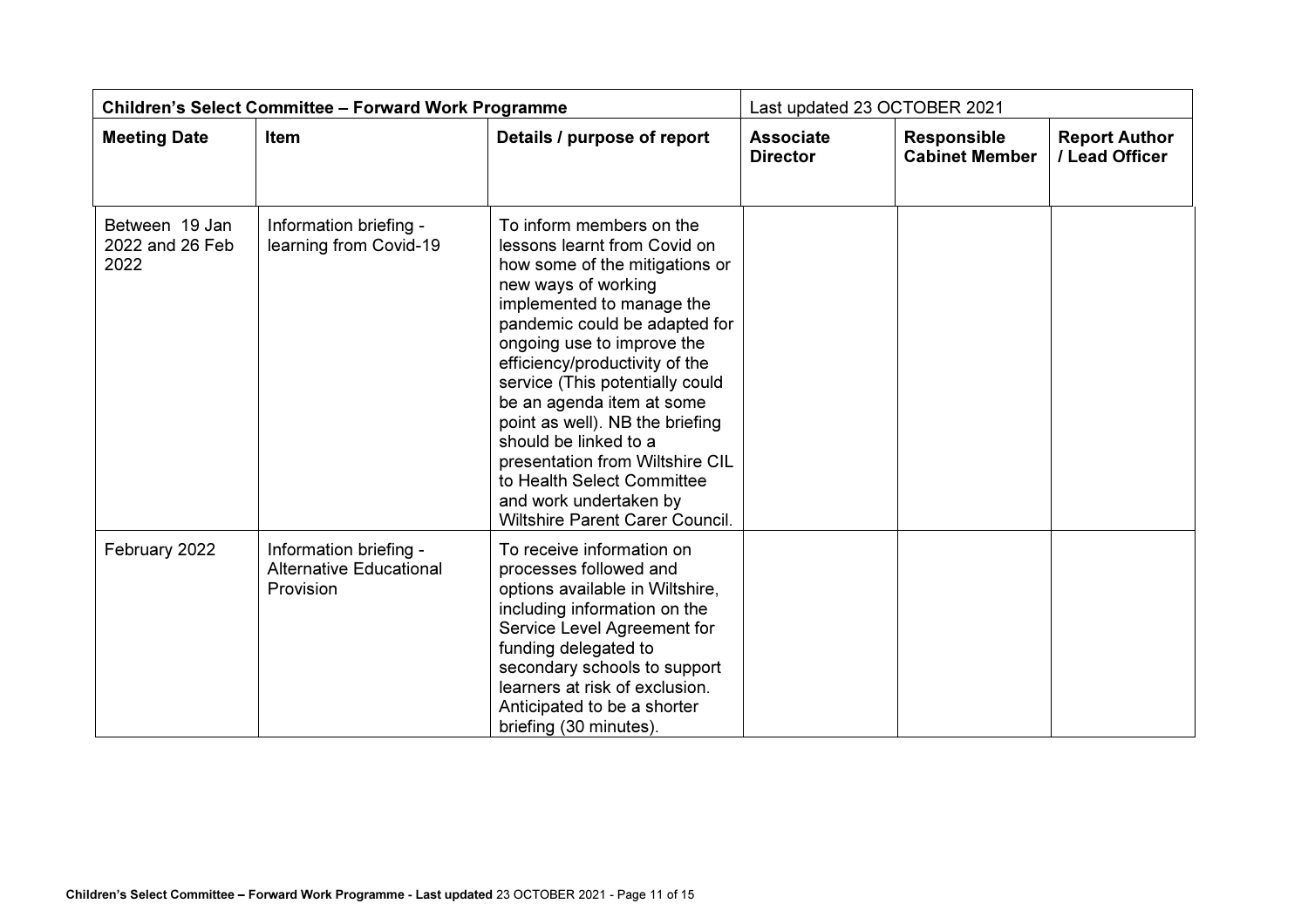| Children's Select Committee – Forward Work Programme | | | Last updated 23 OCTOBER 2021 | | |
|---|---|---|---|---|---|
| **Meeting Date** | **Item** | **Details / purpose of report** | **Associate Director** | **Responsible Cabinet Member** | **Report Author / Lead Officer** |
| Between 19 Jan 2022 and 26 Feb 2022 | Information briefing - learning from Covid-19 | To inform members on the lessons learnt from Covid on how some of the mitigations or new ways of working implemented to manage the pandemic could be adapted for ongoing use to improve the efficiency/productivity of the service (This potentially could be an agenda item at some point as well). NB the briefing should be linked to a presentation from Wiltshire CIL to Health Select Committee and work undertaken by Wiltshire Parent Carer Council. | | | |
| February 2022 | Information briefing - Alternative Educational Provision | To receive information on processes followed and options available in Wiltshire, including information on the Service Level Agreement for funding delegated to secondary schools to support learners at risk of exclusion. Anticipated to be a shorter briefing (30 minutes). | | | |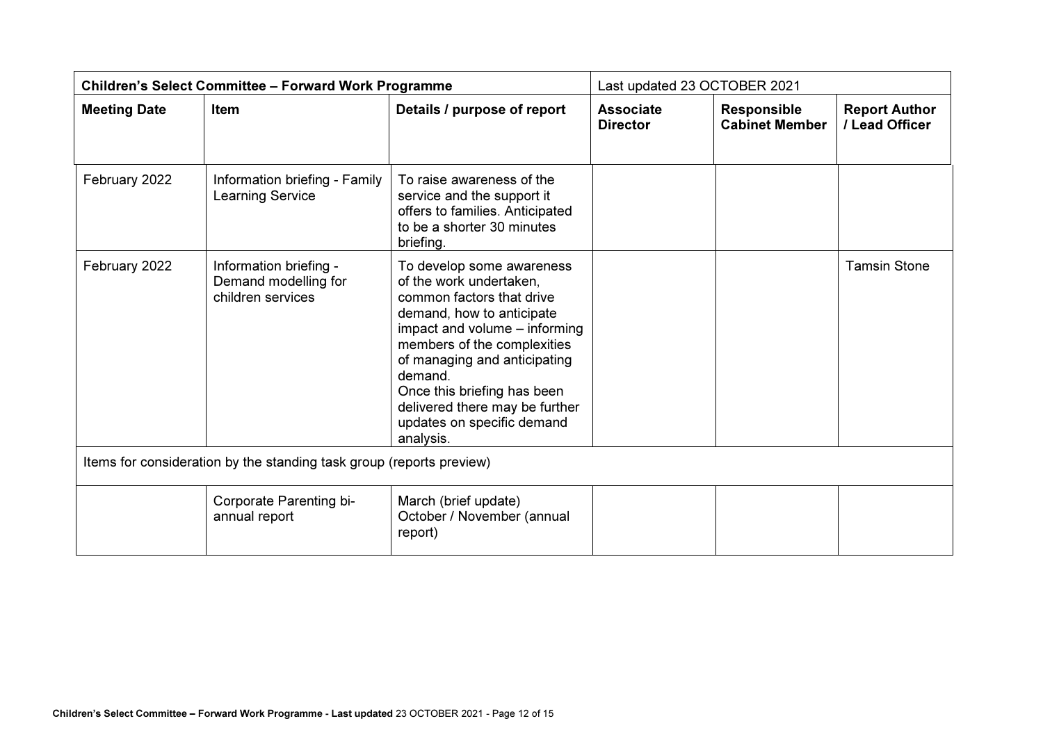| Children's Select Committee – Forward Work Programme | | | Last updated 23 OCTOBER 2021 | | |
|---|---|---|---|---|---|
| **Meeting Date** | **Item** | **Details / purpose of report** | **Associate Director** | **Responsible Cabinet Member** | **Report Author / Lead Officer** |
| February 2022 | Information briefing - Family Learning Service | To raise awareness of the service and the support it offers to families. Anticipated to be a shorter 30 minutes briefing. | | | |
| February 2022 | Information briefing - Demand modelling for children services | To develop some awareness of the work undertaken, common factors that drive demand, how to anticipate impact and volume – informing members of the complexities of managing and anticipating demand.<br>Once this briefing has been delivered there may be further updates on specific demand analysis. | | | Tamsin Stone |
| Items for consideration by the standing task group (reports preview) | | | | | |
| | Corporate Parenting bi-annual report | March (brief update)<br>October / November (annual report) | | | |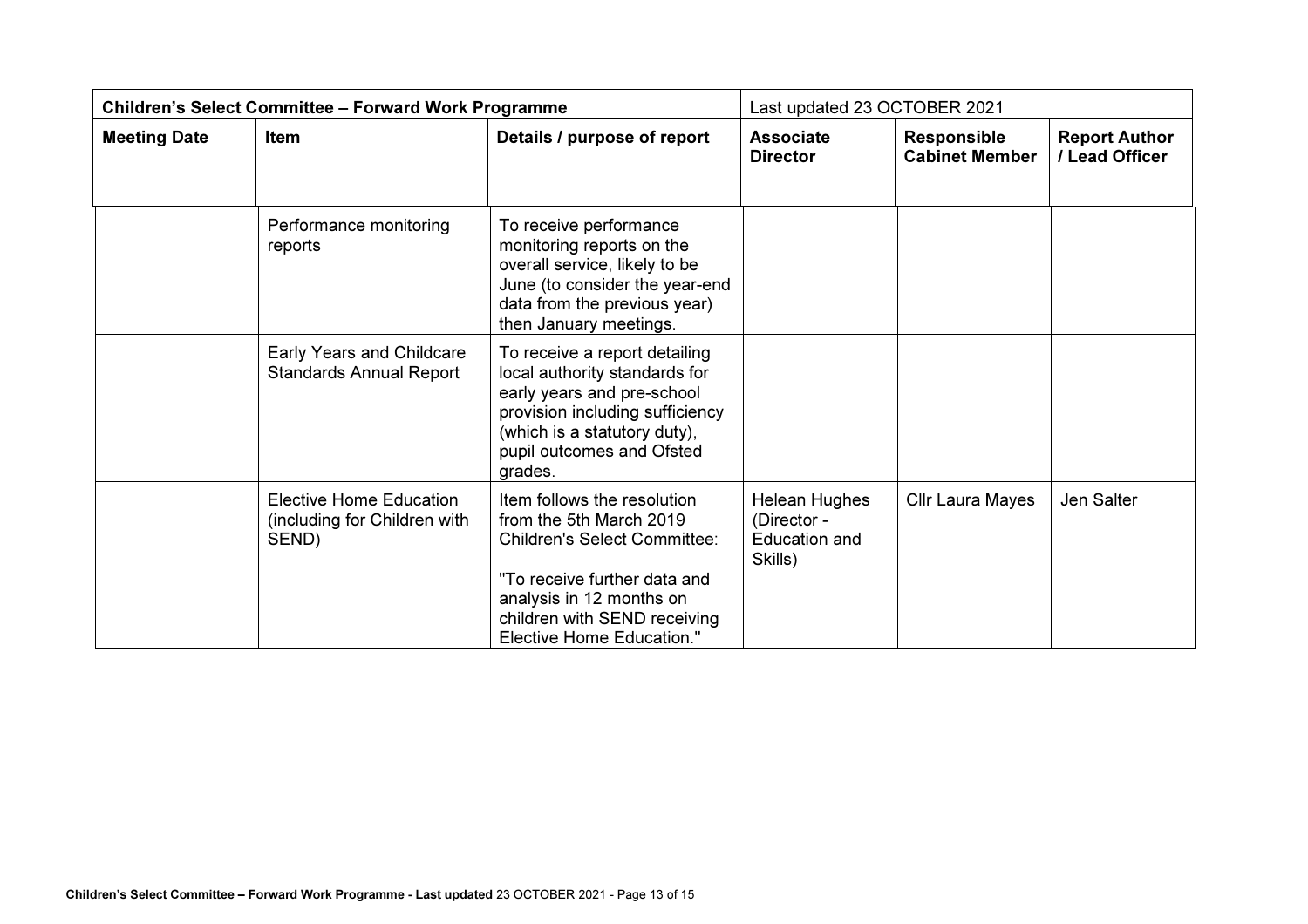| Children's Select Committee – Forward Work Programme | | | Last updated 23 OCTOBER 2021 | | |
|---|---|---|---|---|---|
| **Meeting Date** | **Item** | **Details / purpose of report** | **Associate Director** | **Responsible Cabinet Member** | **Report Author / Lead Officer** |
| | Performance monitoring reports | To receive performance monitoring reports on the overall service, likely to be June (to consider the year-end data from the previous year) then January meetings. | | | |
| | Early Years and Childcare Standards Annual Report | To receive a report detailing local authority standards for early years and pre-school provision including sufficiency (which is a statutory duty), pupil outcomes and Ofsted grades. | | | |
| | Elective Home Education (including for Children with SEND) | Item follows the resolution from the 5th March 2019 Children's Select Committee:<br><br>"To receive further data and analysis in 12 months on children with SEND receiving Elective Home Education." | Helean Hughes (Director - Education and Skills) | Cllr Laura Mayes | Jen Salter |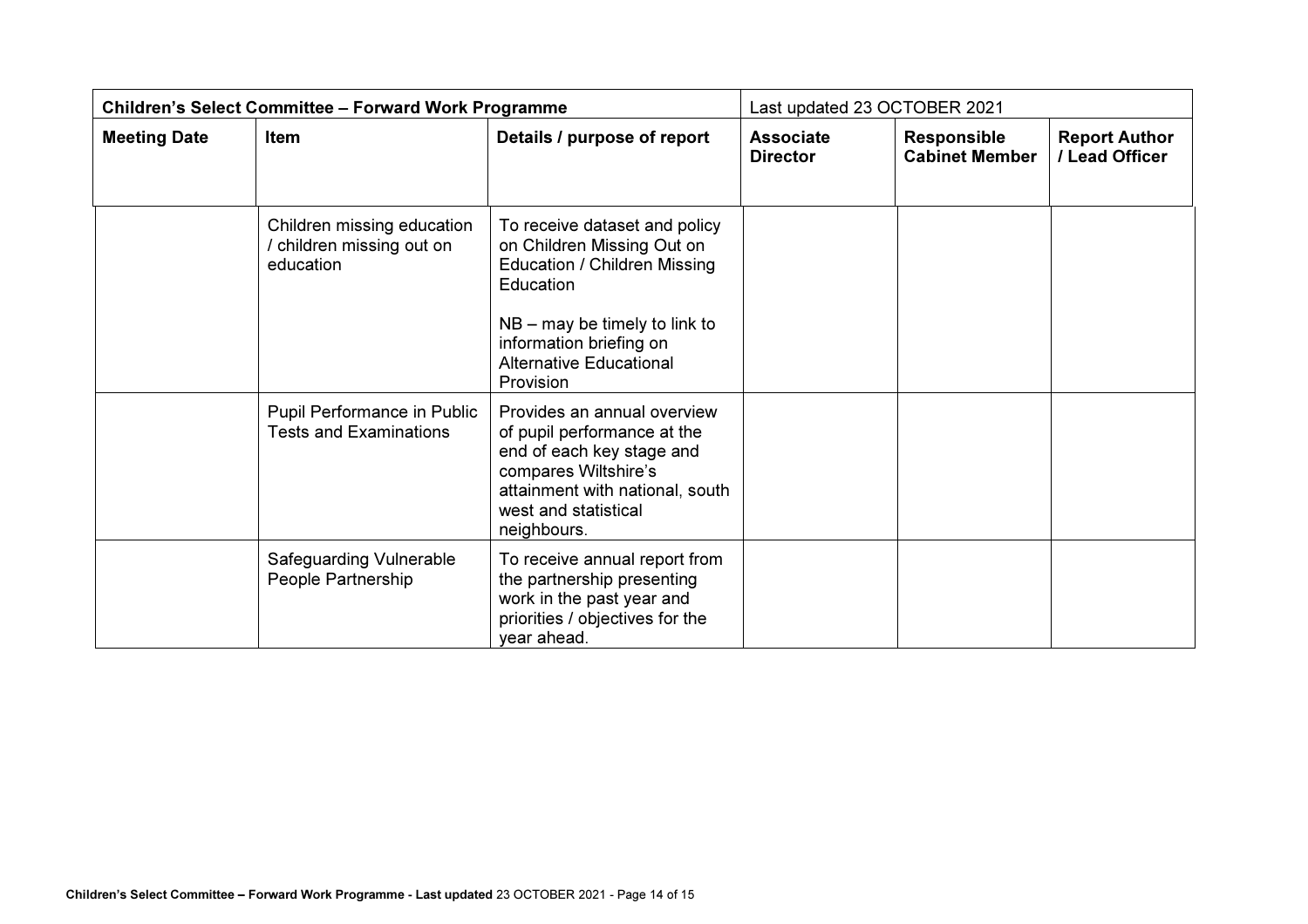| Children's Select Committee – Forward Work Programme | | | Last updated 23 OCTOBER 2021 | | |
|---|---|---|---|---|---|
| **Meeting Date** | **Item** | **Details / purpose of report** | **Associate Director** | **Responsible Cabinet Member** | **Report Author / Lead Officer** |
| | Children missing education / children missing out on education | To receive dataset and policy on Children Missing Out on Education / Children Missing Education<br><br>NB – may be timely to link to information briefing on Alternative Educational Provision | | | |
| | Pupil Performance in Public Tests and Examinations | Provides an annual overview of pupil performance at the end of each key stage and compares Wiltshire's attainment with national, south west and statistical neighbours. | | | |
| | Safeguarding Vulnerable People Partnership | To receive annual report from the partnership presenting work in the past year and priorities / objectives for the year ahead. | | | |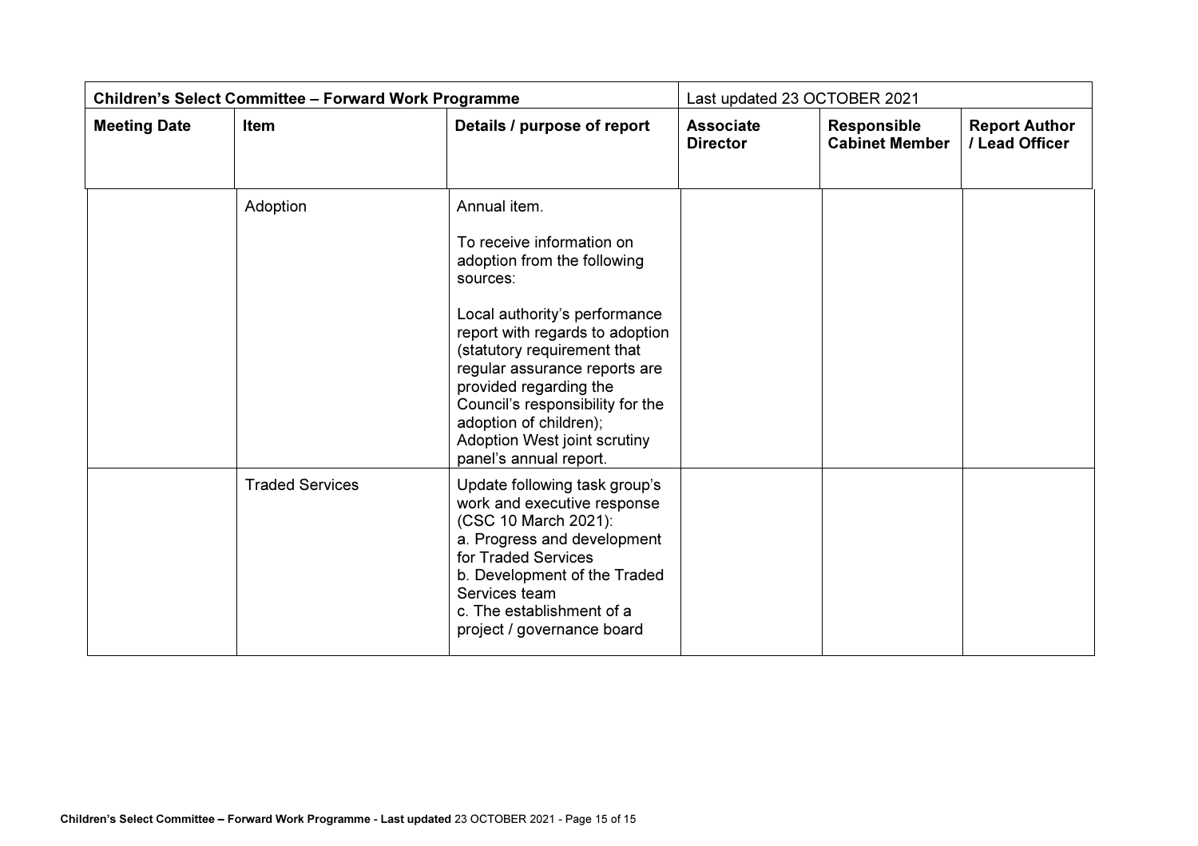| Children's Select Committee – Forward Work Programme | | | Last updated 23 OCTOBER 2021 | | |
|---|---|---|---|---|---|
| **Meeting Date** | **Item** | **Details / purpose of report** | **Associate Director** | **Responsible Cabinet Member** | **Report Author / Lead Officer** |
| | Adoption | Annual item.<br><br>To receive information on adoption from the following sources:<br><br>Local authority's performance report with regards to adoption (statutory requirement that regular assurance reports are provided regarding the Council's responsibility for the adoption of children);<br>Adoption West joint scrutiny panel's annual report. | | | |
| | Traded Services | Update following task group's work and executive response (CSC 10 March 2021):<br>a. Progress and development for Traded Services<br>b. Development of the Traded Services team<br>c. The establishment of a project / governance board | | | |